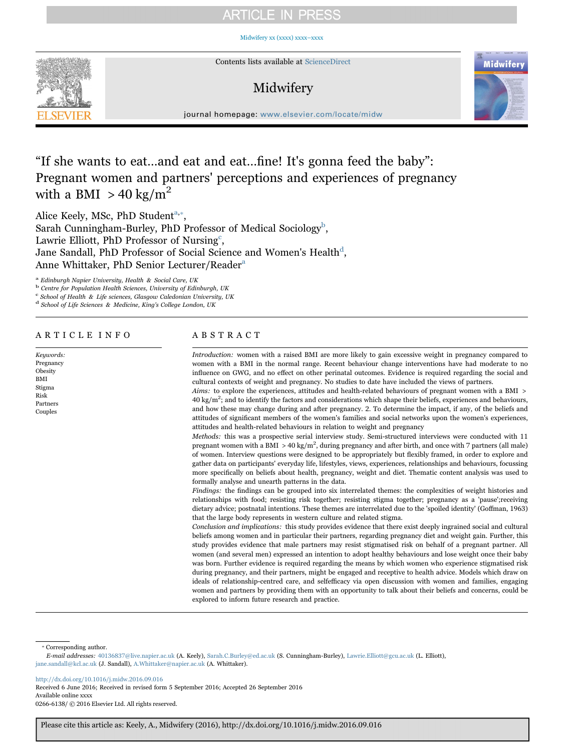# "If she wants to eat...and eat and eat...fine! It's gonna feed the baby": Pregnant women and partners' perceptions and experiences of pregnancy with a BMI >40 kg/m$^2$

Alice Keely, MSc, PhD Student[a,*],
Sarah Cunningham-Burley, PhD Professor of Medical Sociology[b],
Lawrie Elliott, PhD Professor of Nursing[c],
Jane Sandall, PhD Professor of Social Science and Women's Health[d],
Anne Whittaker, PhD Senior Lecturer/Reader[a]

[a] Edinburgh Napier University, Health & Social Care, UK
[b] Centre for Population Health Sciences, University of Edinburgh, UK
[c] School of Health & Life sciences, Glasgow Caledonian University, UK
[d] School of Life Sciences & Medicine, King's College London, UK

## ARTICLE INFO

*Keywords:*
Pregnancy
Obesity
BMI
Stigma
Risk
Partners
Couples

## ABSTRACT

*Introduction:* women with a raised BMI are more likely to gain excessive weight in pregnancy compared to women with a BMI in the normal range. Recent behaviour change interventions have had moderate to no influence on GWG, and no effect on other perinatal outcomes. Evidence is required regarding the social and cultural contexts of weight and pregnancy. No studies to date have included the views of partners.

*Aims:* to explore the experiences, attitudes and health-related behaviours of pregnant women with a BMI > 40 kg/m$^2$; and to identify the factors and considerations which shape their beliefs, experiences and behaviours, and how these may change during and after pregnancy. 2. To determine the impact, if any, of the beliefs and attitudes of significant members of the women's families and social networks upon the women's experiences, attitudes and health-related behaviours in relation to weight and pregnancy

*Methods:* this was a prospective serial interview study. Semi-structured interviews were conducted with 11 pregnant women with a BMI >40 kg/m$^2$, during pregnancy and after birth, and once with 7 partners (all male) of women. Interview questions were designed to be appropriately but flexibly framed, in order to explore and gather data on participants' everyday life, lifestyles, views, experiences, relationships and behaviours, focussing more specifically on beliefs about health, pregnancy, weight and diet. Thematic content analysis was used to formally analyse and unearth patterns in the data.

*Findings:* the findings can be grouped into six interrelated themes: the complexities of weight histories and relationships with food; resisting risk together; resisting stigma together; pregnancy as a 'pause';receiving dietary advice; postnatal intentions. These themes are interrelated due to the 'spoiled identity' (Goffman, 1963) that the large body represents in western culture and related stigma.

*Conclusion and implications:* this study provides evidence that there exist deeply ingrained social and cultural beliefs among women and in particular their partners, regarding pregnancy diet and weight gain. Further, this study provides evidence that male partners may resist stigmatised risk on behalf of a pregnant partner. All women (and several men) expressed an intention to adopt healthy behaviours and lose weight once their baby was born. Further evidence is required regarding the means by which women who experience stigmatised risk during pregnancy, and their partners, might be engaged and receptive to health advice. Models which draw on ideals of relationship-centred care, and selfefficacy via open discussion with women and families, engaging women and partners by providing them with an opportunity to talk about their beliefs and concerns, could be explored to inform future research and practice.

---

* Corresponding author.
*E-mail addresses:* 40136837@live.napier.ac.uk (A. Keely), Sarah.C.Burley@ed.ac.uk (S. Cunningham-Burley), Lawrie.Elliott@gcu.ac.uk (L. Elliott), jane.sandall@kcl.ac.uk (J. Sandall), A.Whittaker@napier.ac.uk (A. Whittaker).

http://dx.doi.org/10.1016/j.midw.2016.09.016
Received 6 June 2016; Received in revised form 5 September 2016; Accepted 26 September 2016
Available online xxxx
0266-6138/ © 2016 Elsevier Ltd. All rights reserved.

Please cite this article as: Keely, A., Midwifery (2016), http://dx.doi.org/10.1016/j.midw.2016.09.016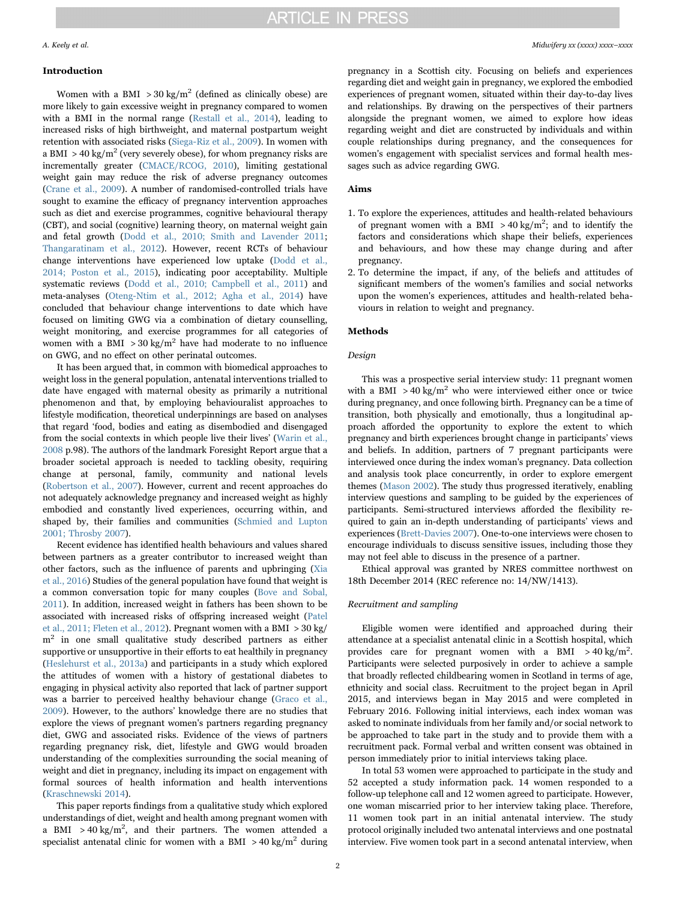## Introduction

Women with a BMI $>30\,kg/m^2$ (defined as clinically obese) are more likely to gain excessive weight in pregnancy compared to women with a BMI in the normal range (Restall et al., 2014), leading to increased risks of high birthweight, and maternal postpartum weight retention with associated risks (Siega-Riz et al., 2009). In women with a BMI $>40\,kg/m^2$ (very severely obese), for whom pregnancy risks are incrementally greater (CMACE/RCOG, 2010), limiting gestational weight gain may reduce the risk of adverse pregnancy outcomes (Crane et al., 2009). A number of randomised-controlled trials have sought to examine the efficacy of pregnancy intervention approaches such as diet and exercise programmes, cognitive behavioural therapy (CBT), and social (cognitive) learning theory, on maternal weight gain and fetal growth (Dodd et al., 2010; Smith and Lavender 2011; Thangaratinam et al., 2012). However, recent RCTs of behaviour change interventions have experienced low uptake (Dodd et al., 2014; Poston et al., 2015), indicating poor acceptability. Multiple systematic reviews (Dodd et al., 2010; Campbell et al., 2011) and meta-analyses (Oteng-Ntim et al., 2012; Agha et al., 2014) have concluded that behaviour change interventions to date which have focused on limiting GWG via a combination of dietary counselling, weight monitoring, and exercise programmes for all categories of women with a BMI $>30\,kg/m^2$ have had moderate to no influence on GWG, and no effect on other perinatal outcomes.

It has been argued that, in common with biomedical approaches to weight loss in the general population, antenatal interventions trialled to date have engaged with maternal obesity as primarily a nutritional phenomenon and that, by employing behaviouralist approaches to lifestyle modification, theoretical underpinnings are based on analyses that regard 'food, bodies and eating as disembodied and disengaged from the social contexts in which people live their lives' (Warin et al., 2008 p.98). The authors of the landmark Foresight Report argue that a broader societal approach is needed to tackling obesity, requiring change at personal, family, community and national levels (Robertson et al., 2007). However, current and recent approaches do not adequately acknowledge pregnancy and increased weight as highly embodied and constantly lived experiences, occurring within, and shaped by, their families and communities (Schmied and Lupton 2001; Throsby 2007).

Recent evidence has identified health behaviours and values shared between partners as a greater contributor to increased weight than other factors, such as the influence of parents and upbringing (Xia et al., 2016) Studies of the general population have found that weight is a common conversation topic for many couples (Bove and Sobal, 2011). In addition, increased weight in fathers has been shown to be associated with increased risks of offspring increased weight (Patel et al., 2011; Fleten et al., 2012). Pregnant women with a BMI $>30\,kg/m^2$ in one small qualitative study described partners as either supportive or unsupportive in their efforts to eat healthily in pregnancy (Heslehurst et al., 2013a) and participants in a study which explored the attitudes of women with a history of gestational diabetes to engaging in physical activity also reported that lack of partner support was a barrier to perceived healthy behaviour change (Graco et al., 2009). However, to the authors' knowledge there are no studies that explore the views of pregnant women's partners regarding pregnancy diet, GWG and associated risks. Evidence of the views of partners regarding pregnancy risk, diet, lifestyle and GWG would broaden understanding of the complexities surrounding the social meaning of weight and diet in pregnancy, including its impact on engagement with formal sources of health information and health interventions (Kraschnewski 2014).

This paper reports findings from a qualitative study which explored understandings of diet, weight and health among pregnant women with a BMI $>40\,kg/m^2$, and their partners. The women attended a specialist antenatal clinic for women with a BMI $>40\,kg/m^2$ during pregnancy in a Scottish city. Focusing on beliefs and experiences regarding diet and weight gain in pregnancy, we explored the embodied experiences of pregnant women, situated within their day-to-day lives and relationships. By drawing on the perspectives of their partners alongside the pregnant women, we aimed to explore how ideas regarding weight and diet are constructed by individuals and within couple relationships during pregnancy, and the consequences for women's engagement with specialist services and formal health messages such as advice regarding GWG.

## Aims

1. To explore the experiences, attitudes and health-related behaviours of pregnant women with a BMI $>40\,kg/m^2$; and to identify the factors and considerations which shape their beliefs, experiences and behaviours, and how these may change during and after pregnancy.
2. To determine the impact, if any, of the beliefs and attitudes of significant members of the women's families and social networks upon the women's experiences, attitudes and health-related behaviours in relation to weight and pregnancy.

## Methods

### *Design*

This was a prospective serial interview study: 11 pregnant women with a BMI $>40\,kg/m^2$ who were interviewed either once or twice during pregnancy, and once following birth. Pregnancy can be a time of transition, both physically and emotionally, thus a longitudinal approach afforded the opportunity to explore the extent to which pregnancy and birth experiences brought change in participants' views and beliefs. In addition, partners of 7 pregnant participants were interviewed once during the index woman's pregnancy. Data collection and analysis took place concurrently, in order to explore emergent themes (Mason 2002). The study thus progressed iteratively, enabling interview questions and sampling to be guided by the experiences of participants. Semi-structured interviews afforded the flexibility required to gain an in-depth understanding of participants' views and experiences (Brett-Davies 2007). One-to-one interviews were chosen to encourage individuals to discuss sensitive issues, including those they may not feel able to discuss in the presence of a partner.

Ethical approval was granted by NRES committee northwest on 18th December 2014 (REC reference no: 14/NW/1413).

### *Recruitment and sampling*

Eligible women were identified and approached during their attendance at a specialist antenatal clinic in a Scottish hospital, which provides care for pregnant women with a BMI $>40\,kg/m^2$. Participants were selected purposively in order to achieve a sample that broadly reflected childbearing women in Scotland in terms of age, ethnicity and social class. Recruitment to the project began in April 2015, and interviews began in May 2015 and were completed in February 2016. Following initial interviews, each index woman was asked to nominate individuals from her family and/or social network to be approached to take part in the study and to provide them with a recruitment pack. Formal verbal and written consent was obtained in person immediately prior to initial interviews taking place.

In total 53 women were approached to participate in the study and 52 accepted a study information pack. 14 women responded to a follow-up telephone call and 12 women agreed to participate. However, one woman miscarried prior to her interview taking place. Therefore, 11 women took part in an initial antenatal interview. The study protocol originally included two antenatal interviews and one postnatal interview. Five women took part in a second antenatal interview, when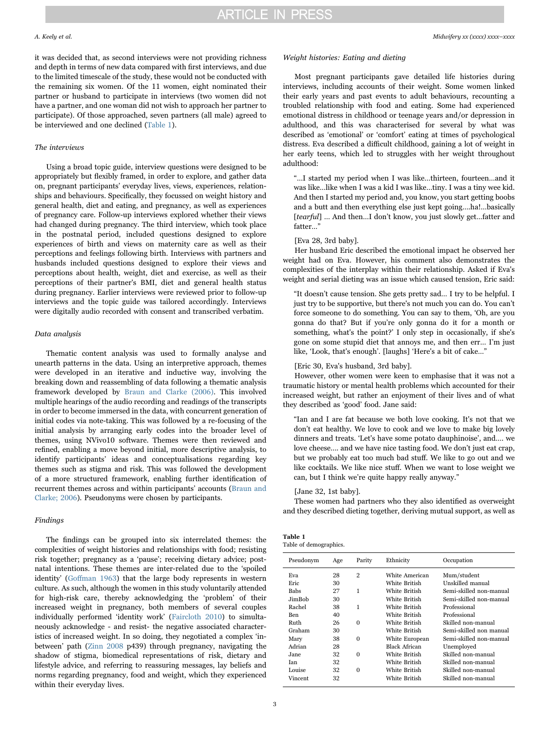it was decided that, as second interviews were not providing richness and depth in terms of new data compared with first interviews, and due to the limited timescale of the study, these would not be conducted with the remaining six women. Of the 11 women, eight nominated their partner or husband to participate in interviews (two women did not have a partner, and one woman did not wish to approach her partner to participate). Of those approached, seven partners (all male) agreed to be interviewed and one declined (Table 1).

### *The interviews*

Using a broad topic guide, interview questions were designed to be appropriately but flexibly framed, in order to explore, and gather data on, pregnant participants' everyday lives, views, experiences, relationships and behaviours. Specifically, they focussed on weight history and general health, diet and eating, and pregnancy, as well as experiences of pregnancy care. Follow-up interviews explored whether their views had changed during pregnancy. The third interview, which took place in the postnatal period, included questions designed to explore experiences of birth and views on maternity care as well as their perceptions and feelings following birth. Interviews with partners and husbands included questions designed to explore their views and perceptions about health, weight, diet and exercise, as well as their perceptions of their partner's BMI, diet and general health status during pregnancy. Earlier interviews were reviewed prior to follow-up interviews and the topic guide was tailored accordingly. Interviews were digitally audio recorded with consent and transcribed verbatim.

### *Data analysis*

Thematic content analysis was used to formally analyse and unearth patterns in the data. Using an interpretive approach, themes were developed in an iterative and inductive way, involving the breaking down and reassembling of data following a thematic analysis framework developed by Braun and Clarke (2006). This involved multiple hearings of the audio recording and readings of the transcripts in order to become immersed in the data, with concurrent generation of initial codes via note-taking. This was followed by a re-focusing of the initial analysis by arranging early codes into the broader level of themes, using NVivo10 software. Themes were then reviewed and refined, enabling a move beyond initial, more descriptive analysis, to identify participants' ideas and conceptualisations regarding key themes such as stigma and risk. This was followed the development of a more structured framework, enabling further identification of recurrent themes across and within participants' accounts (Braun and Clarke; 2006). Pseudonyms were chosen by participants.

### *Findings*

The findings can be grouped into six interrelated themes: the complexities of weight histories and relationships with food; resisting risk together; pregnancy as a 'pause'; receiving dietary advice; postnatal intentions. These themes are inter-related due to the 'spoiled identity' (Goffman 1963) that the large body represents in western culture. As such, although the women in this study voluntarily attended for high-risk care, thereby acknowledging the 'problem' of their increased weight in pregnancy, both members of several couples individually performed 'identity work' (Faircloth 2010) to simultaneously acknowledge - and resist- the negative associated characteristics of increased weight. In so doing, they negotiated a complex 'in-between' path (Zinn 2008 p439) through pregnancy, navigating the shadow of stigma, biomedical representations of risk, dietary and lifestyle advice, and referring to reassuring messages, lay beliefs and norms regarding pregnancy, food and weight, which they experienced within their everyday lives.

### *Weight histories: Eating and dieting*

Most pregnant participants gave detailed life histories during interviews, including accounts of their weight. Some women linked their early years and past events to adult behaviours, recounting a troubled relationship with food and eating. Some had experienced emotional distress in childhood or teenage years and/or depression in adulthood, and this was characterised for several by what was described as 'emotional' or 'comfort' eating at times of psychological distress. Eva described a difficult childhood, gaining a lot of weight in her early teens, which led to struggles with her weight throughout adulthood:

> "…I started my period when I was like…thirteen, fourteen…and it was like…like when I was a kid I was like…tiny. I was a tiny wee kid. And then I started my period and, you know, you start getting boobs and a butt and then everything else just kept going….ha!…basically [*tearful*] … And then…I don't know, you just slowly get…fatter and fatter…"

[Eva 28, 3rd baby].

Her husband Eric described the emotional impact he observed her weight had on Eva. However, his comment also demonstrates the complexities of the interplay within their relationship. Asked if Eva's weight and serial dieting was an issue which caused tension, Eric said:

> "It doesn't cause tension. She gets pretty sad… I try to be helpful. I just try to be supportive, but there's not much you can do. You can't force someone to do something. You can say to them, 'Oh, are you gonna do that? But if you're only gonna do it for a month or something, what's the point?' I only step in occasionally, if she's gone on some stupid diet that annoys me, and then err… I'm just like, 'Look, that's enough'. [laughs] 'Here's a bit of cake…"

[Eric 30, Eva's husband, 3rd baby].

However, other women were keen to emphasise that it was not a traumatic history or mental health problems which accounted for their increased weight, but rather an enjoyment of their lives and of what they described as 'good' food. Jane said:

> "Ian and I are fat because we both love cooking. It's not that we don't eat healthy. We love to cook and we love to make big lovely dinners and treats. 'Let's have some potato dauphinoise', and…. we love cheese…. and we have nice tasting food. We don't just eat crap, but we probably eat too much bad stuff. We like to go out and we like cocktails. We like nice stuff. When we want to lose weight we can, but I think we're quite happy really anyway."

[Jane 32, 1st baby].

These women had partners who they also identified as overweight and they described dieting together, deriving mutual support, as well as

**Table 1**
Table of demographics.

| Pseudonym | Age | Parity | Ethnicity | Occupation |
|---|---|---|---|---|
| Eva | 28 | 2 | White American | Mum/student |
| Eric | 30 | | White British | Unskilled manual |
| Babs | 27 | 1 | White British | Semi-skilled non-manual |
| JimBob | 30 | | White British | Semi-skilled non-manual |
| Rachel | 38 | 1 | White British | Professional |
| Ben | 40 | | White British | Professional |
| Ruth | 26 | 0 | White British | Skilled non-manual |
| Graham | 30 | | White British | Semi-skilled non-manual |
| Mary | 38 | 0 | White European | Semi-skilled non-manual |
| Adrian | 28 | | Black African | Unemployed |
| Jane | 32 | 0 | White British | Skilled non-manual |
| Ian | 32 | | White British | Skilled non-manual |
| Louise | 32 | 0 | White British | Skilled non-manual |
| Vincent | 32 | | White British | Skilled non-manual |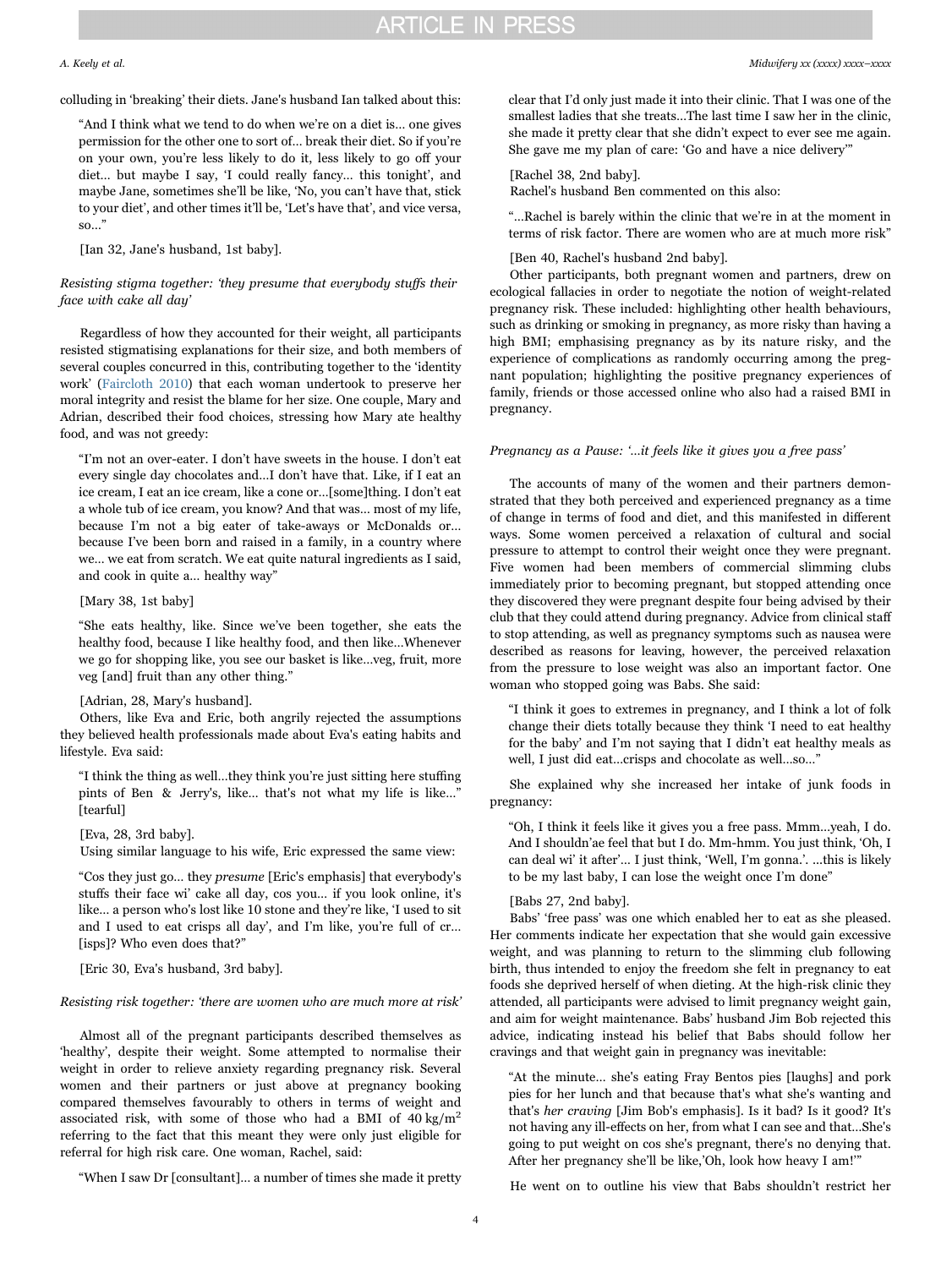colluding in 'breaking' their diets. Jane's husband Ian talked about this:

> "And I think what we tend to do when we're on a diet is... one gives permission for the other one to sort of... break their diet. So if you're on your own, you're less likely to do it, less likely to go off your diet... but maybe I say, 'I could really fancy... this tonight', and maybe Jane, sometimes she'll be like, 'No, you can't have that, stick to your diet', and other times it'll be, 'Let's have that', and vice versa, so..."
>
> [Ian 32, Jane's husband, 1st baby].

*Resisting stigma together: 'they presume that everybody stuffs their face with cake all day'*

Regardless of how they accounted for their weight, all participants resisted stigmatising explanations for their size, and both members of several couples concurred in this, contributing together to the 'identity work' (Faircloth 2010) that each woman undertook to preserve her moral integrity and resist the blame for her size. One couple, Mary and Adrian, described their food choices, stressing how Mary ate healthy food, and was not greedy:

> "I'm not an over-eater. I don't have sweets in the house. I don't eat every single day chocolates and...I don't have that. Like, if I eat an ice cream, I eat an ice cream, like a cone or...[some]thing. I don't eat a whole tub of ice cream, you know? And that was... most of my life, because I'm not a big eater of take-aways or McDonalds or... because I've been born and raised in a family, in a country where we... we eat from scratch. We eat quite natural ingredients as I said, and cook in quite a... healthy way"
>
> [Mary 38, 1st baby]

> "She eats healthy, like. Since we've been together, she eats the healthy food, because I like healthy food, and then like...Whenever we go for shopping like, you see our basket is like...veg, fruit, more veg [and] fruit than any other thing."
>
> [Adrian, 28, Mary's husband].

Others, like Eva and Eric, both angrily rejected the assumptions they believed health professionals made about Eva's eating habits and lifestyle. Eva said:

> "I think the thing as well...they think you're just sitting here stuffing pints of Ben & Jerry's, like... that's not what my life is like..." [tearful]
>
> [Eva, 28, 3rd baby].

Using similar language to his wife, Eric expressed the same view:

> "Cos they just go... they *presume* [Eric's emphasis] that everybody's stuffs their face wi' cake all day, cos you... if you look online, it's like... a person who's lost like 10 stone and they're like, 'I used to sit and I used to eat crisps all day', and I'm like, you're full of cr... [isps]? Who even does that?"
>
> [Eric 30, Eva's husband, 3rd baby].

*Resisting risk together: 'there are women who are much more at risk'*

Almost all of the pregnant participants described themselves as 'healthy', despite their weight. Some attempted to normalise their weight in order to relieve anxiety regarding pregnancy risk. Several women and their partners or just above at pregnancy booking compared themselves favourably to others in terms of weight and associated risk, with some of those who had a BMI of 40 kg/m$^2$ referring to the fact that this meant they were only just eligible for referral for high risk care. One woman, Rachel, said:

> "When I saw Dr [consultant]... a number of times she made it pretty clear that I'd only just made it into their clinic. That I was one of the smallest ladies that she treats...The last time I saw her in the clinic, she made it pretty clear that she didn't expect to ever see me again. She gave me my plan of care: 'Go and have a nice delivery'"
>
> [Rachel 38, 2nd baby].

Rachel's husband Ben commented on this also:

> "...Rachel is barely within the clinic that we're in at the moment in terms of risk factor. There are women who are at much more risk"
>
> [Ben 40, Rachel's husband 2nd baby].

Other participants, both pregnant women and partners, drew on ecological fallacies in order to negotiate the notion of weight-related pregnancy risk. These included: highlighting other health behaviours, such as drinking or smoking in pregnancy, as more risky than having a high BMI; emphasising pregnancy as by its nature risky, and the experience of complications as randomly occurring among the pregnant population; highlighting the positive pregnancy experiences of family, friends or those accessed online who also had a raised BMI in pregnancy.

*Pregnancy as a Pause: '...it feels like it gives you a free pass'*

The accounts of many of the women and their partners demonstrated that they both perceived and experienced pregnancy as a time of change in terms of food and diet, and this manifested in different ways. Some women perceived a relaxation of cultural and social pressure to attempt to control their weight once they were pregnant. Five women had been members of commercial slimming clubs immediately prior to becoming pregnant, but stopped attending once they discovered they were pregnant despite four being advised by their club that they could attend during pregnancy. Advice from clinical staff to stop attending, as well as pregnancy symptoms such as nausea were described as reasons for leaving, however, the perceived relaxation from the pressure to lose weight was also an important factor. One woman who stopped going was Babs. She said:

> "I think it goes to extremes in pregnancy, and I think a lot of folk change their diets totally because they think 'I need to eat healthy for the baby' and I'm not saying that I didn't eat healthy meals as well, I just did eat...crisps and chocolate as well...so..."

She explained why she increased her intake of junk foods in pregnancy:

> "Oh, I think it feels like it gives you a free pass. Mmm...yeah, I do. And I shouldn'ae feel that but I do. Mm-hmm. You just think, 'Oh, I can deal wi' it after'... I just think, 'Well, I'm gonna.'. ...this is likely to be my last baby, I can lose the weight once I'm done"
>
> [Babs 27, 2nd baby].

Babs' 'free pass' was one which enabled her to eat as she pleased. Her comments indicate her expectation that she would gain excessive weight, and was planning to return to the slimming club following birth, thus intended to enjoy the freedom she felt in pregnancy to eat foods she deprived herself of when dieting. At the high-risk clinic they attended, all participants were advised to limit pregnancy weight gain, and aim for weight maintenance. Babs' husband Jim Bob rejected this advice, indicating instead his belief that Babs should follow her cravings and that weight gain in pregnancy was inevitable:

> "At the minute... she's eating Fray Bentos pies [laughs] and pork pies for her lunch and that because that's what she's wanting and that's *her craving* [Jim Bob's emphasis]. Is it bad? Is it good? It's not having any ill-effects on her, from what I can see and that...She's going to put weight on cos she's pregnant, there's no denying that. After her pregnancy she'll be like,'Oh, look how heavy I am!'"

He went on to outline his view that Babs shouldn't restrict her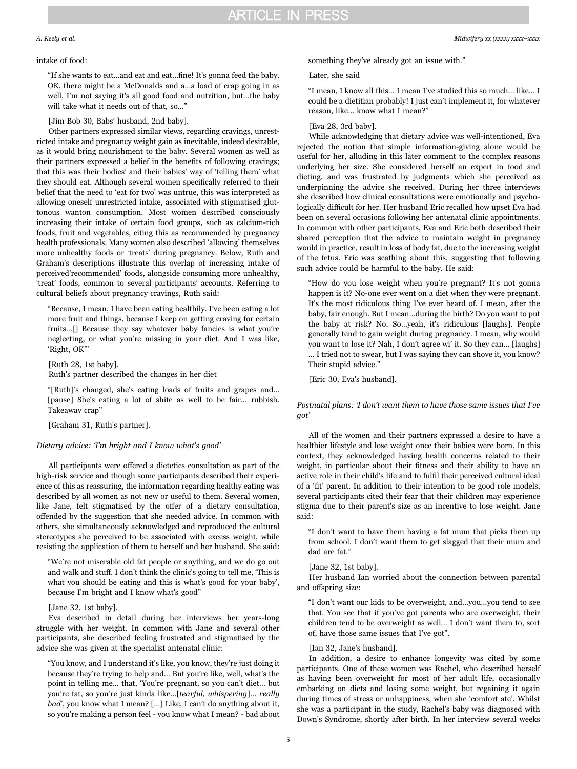intake of food:

> "If she wants to eat…and eat and eat…fine! It's gonna feed the baby. OK, there might be a McDonalds and a…a load of crap going in as well, I'm not saying it's all good food and nutrition, but…the baby will take what it needs out of that, so…"

[Jim Bob 30, Babs' husband, 2nd baby].

Other partners expressed similar views, regarding cravings, unrestricted intake and pregnancy weight gain as inevitable, indeed desirable, as it would bring nourishment to the baby. Several women as well as their partners expressed a belief in the benefits of following cravings; that this was their bodies' and their babies' way of 'telling them' what they should eat. Although several women specifically referred to their belief that the need to 'eat for two' was untrue, this was interpreted as allowing oneself unrestricted intake, associated with stigmatised gluttonous wanton consumption. Most women described consciously increasing their intake of certain food groups, such as calcium-rich foods, fruit and vegetables, citing this as recommended by pregnancy health professionals. Many women also described 'allowing' themselves more unhealthy foods or 'treats' during pregnancy. Below, Ruth and Graham's descriptions illustrate this overlap of increasing intake of perceived'recommended' foods, alongside consuming more unhealthy, 'treat' foods, common to several participants' accounts. Referring to cultural beliefs about pregnancy cravings, Ruth said:

> "Because, I mean, I have been eating healthily. I've been eating a lot more fruit and things, because I keep on getting craving for certain fruits…[] Because they say whatever baby fancies is what you're neglecting, or what you're missing in your diet. And I was like, 'Right, OK'"

[Ruth 28, 1st baby].

Ruth's partner described the changes in her diet

> "[Ruth]'s changed, she's eating loads of fruits and grapes and… [pause] She's eating a lot of shite as well to be fair… rubbish. Takeaway crap"

[Graham 31, Ruth's partner].

### *Dietary advice: 'I'm bright and I know what's good'*

All participants were offered a dietetics consultation as part of the high-risk service and though some participants described their experience of this as reassuring, the information regarding healthy eating was described by all women as not new or useful to them. Several women, like Jane, felt stigmatised by the offer of a dietary consultation, offended by the suggestion that she needed advice. In common with others, she simultaneously acknowledged and reproduced the cultural stereotypes she perceived to be associated with excess weight, while resisting the application of them to herself and her husband. She said:

> "We're not miserable old fat people or anything, and we do go out and walk and stuff. I don't think the clinic's going to tell me, 'This is what you should be eating and this is what's good for your baby', because I'm bright and I know what's good"

[Jane 32, 1st baby].

Eva described in detail during her interviews her years-long struggle with her weight. In common with Jane and several other participants, she described feeling frustrated and stigmatised by the advice she was given at the specialist antenatal clinic:

> "You know, and I understand it's like, you know, they're just doing it because they're trying to help and… But you're like, well, what's the point in telling me… that, 'You're pregnant, so you can't diet… but you're fat, so you're just kinda like…[*tearful, whispering*]… *really bad*', you know what I mean? […] Like, I can't do anything about it, so you're making a person feel - you know what I mean? - bad about something they've already got an issue with."

Later, she said

> "I mean, I know all this… I mean I've studied this so much… like… I could be a dietitian probably! I just can't implement it, for whatever reason, like… know what I mean?"

[Eva 28, 3rd baby].

While acknowledging that dietary advice was well-intentioned, Eva rejected the notion that simple information-giving alone would be useful for her, alluding in this later comment to the complex reasons underlying her size. She considered herself an expert in food and dieting, and was frustrated by judgments which she perceived as underpinning the advice she received. During her three interviews she described how clinical consultations were emotionally and psychologically difficult for her. Her husband Eric recalled how upset Eva had been on several occasions following her antenatal clinic appointments. In common with other participants, Eva and Eric both described their shared perception that the advice to maintain weight in pregnancy would in practice, result in loss of body fat, due to the increasing weight of the fetus. Eric was scathing about this, suggesting that following such advice could be harmful to the baby. He said:

> "How do you lose weight when you're pregnant? It's not gonna happen is it? No-one ever went on a diet when they were pregnant. It's the most ridiculous thing I've ever heard of. I mean, after the baby, fair enough. But I mean…during the birth? Do you want to put the baby at risk? No. So…yeah, it's ridiculous [laughs]. People generally tend to gain weight during pregnancy. I mean, why would you want to lose it? Nah, I don't agree wi' it. So they can… [laughs] … I tried not to swear, but I was saying they can shove it, you know? Their stupid advice."

[Eric 30, Eva's husband].

### *Postnatal plans: 'I don't want them to have those same issues that I've got'*

All of the women and their partners expressed a desire to have a healthier lifestyle and lose weight once their babies were born. In this context, they acknowledged having health concerns related to their weight, in particular about their fitness and their ability to have an active role in their child's life and to fulfil their perceived cultural ideal of a 'fit' parent. In addition to their intention to be good role models, several participants cited their fear that their children may experience stigma due to their parent's size as an incentive to lose weight. Jane said:

> "I don't want to have them having a fat mum that picks them up from school. I don't want them to get slagged that their mum and dad are fat."

[Jane 32, 1st baby].

Her husband Ian worried about the connection between parental and offspring size:

> "I don't want our kids to be overweight, and…you…you tend to see that. You see that if you've got parents who are overweight, their children tend to be overweight as well… I don't want them to, sort of, have those same issues that I've got".

[Ian 32, Jane's husband].

In addition, a desire to enhance longevity was cited by some participants. One of these women was Rachel, who described herself as having been overweight for most of her adult life, occasionally embarking on diets and losing some weight, but regaining it again during times of stress or unhappiness, when she 'comfort ate'. Whilst she was a participant in the study, Rachel's baby was diagnosed with Down's Syndrome, shortly after birth. In her interview several weeks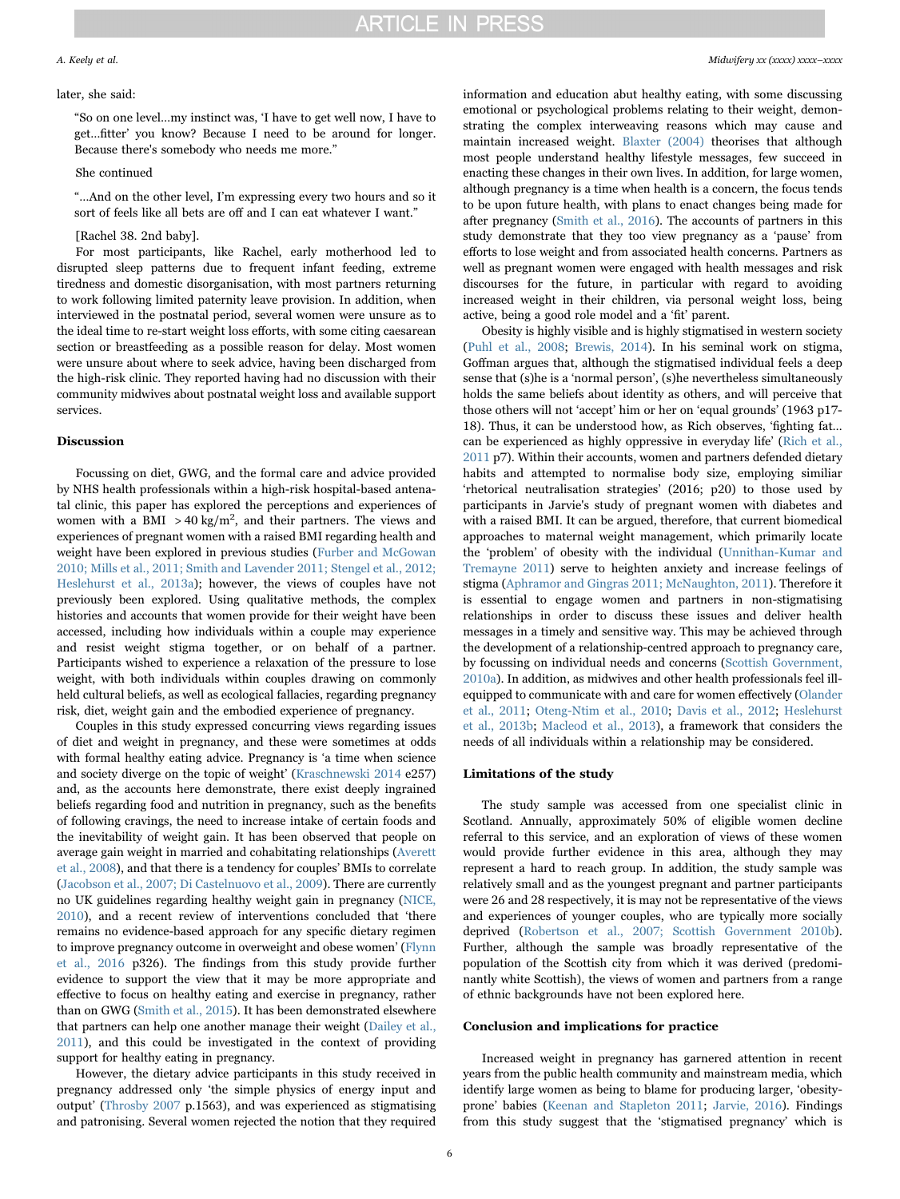later, she said:

> "So on one level…my instinct was, 'I have to get well now, I have to get…fitter' you know? Because I need to be around for longer. Because there's somebody who needs me more."

She continued

> "…And on the other level, I'm expressing every two hours and so it sort of feels like all bets are off and I can eat whatever I want."

[Rachel 38. 2nd baby].

For most participants, like Rachel, early motherhood led to disrupted sleep patterns due to frequent infant feeding, extreme tiredness and domestic disorganisation, with most partners returning to work following limited paternity leave provision. In addition, when interviewed in the postnatal period, several women were unsure as to the ideal time to re-start weight loss efforts, with some citing caesarean section or breastfeeding as a possible reason for delay. Most women were unsure about where to seek advice, having been discharged from the high-risk clinic. They reported having had no discussion with their community midwives about postnatal weight loss and available support services.

## Discussion

Focussing on diet, GWG, and the formal care and advice provided by NHS health professionals within a high-risk hospital-based antenatal clinic, this paper has explored the perceptions and experiences of women with a BMI $>40\ \mathrm{kg/m^2}$, and their partners. The views and experiences of pregnant women with a raised BMI regarding health and weight have been explored in previous studies (Furber and McGowan 2010; Mills et al., 2011; Smith and Lavender 2011; Stengel et al., 2012; Heslehurst et al., 2013a); however, the views of couples have not previously been explored. Using qualitative methods, the complex histories and accounts that women provide for their weight have been accessed, including how individuals within a couple may experience and resist weight stigma together, or on behalf of a partner. Participants wished to experience a relaxation of the pressure to lose weight, with both individuals within couples drawing on commonly held cultural beliefs, as well as ecological fallacies, regarding pregnancy risk, diet, weight gain and the embodied experience of pregnancy.

Couples in this study expressed concurring views regarding issues of diet and weight in pregnancy, and these were sometimes at odds with formal healthy eating advice. Pregnancy is 'a time when science and society diverge on the topic of weight' (Kraschnewski 2014 e257) and, as the accounts here demonstrate, there exist deeply ingrained beliefs regarding food and nutrition in pregnancy, such as the benefits of following cravings, the need to increase intake of certain foods and the inevitability of weight gain. It has been observed that people on average gain weight in married and cohabitating relationships (Averett et al., 2008), and that there is a tendency for couples' BMIs to correlate (Jacobson et al., 2007; Di Castelnuovo et al., 2009). There are currently no UK guidelines regarding healthy weight gain in pregnancy (NICE, 2010), and a recent review of interventions concluded that 'there remains no evidence-based approach for any specific dietary regimen to improve pregnancy outcome in overweight and obese women' (Flynn et al., 2016 p326). The findings from this study provide further evidence to support the view that it may be more appropriate and effective to focus on healthy eating and exercise in pregnancy, rather than on GWG (Smith et al., 2015). It has been demonstrated elsewhere that partners can help one another manage their weight (Dailey et al., 2011), and this could be investigated in the context of providing support for healthy eating in pregnancy.

However, the dietary advice participants in this study received in pregnancy addressed only 'the simple physics of energy input and output' (Throsby 2007 p.1563), and was experienced as stigmatising and patronising. Several women rejected the notion that they required information and education abut healthy eating, with some discussing emotional or psychological problems relating to their weight, demonstrating the complex interweaving reasons which may cause and maintain increased weight. Blaxter (2004) theorises that although most people understand healthy lifestyle messages, few succeed in enacting these changes in their own lives. In addition, for large women, although pregnancy is a time when health is a concern, the focus tends to be upon future health, with plans to enact changes being made for after pregnancy (Smith et al., 2016). The accounts of partners in this study demonstrate that they too view pregnancy as a 'pause' from efforts to lose weight and from associated health concerns. Partners as well as pregnant women were engaged with health messages and risk discourses for the future, in particular with regard to avoiding increased weight in their children, via personal weight loss, being active, being a good role model and a 'fit' parent.

Obesity is highly visible and is highly stigmatised in western society (Puhl et al., 2008; Brewis, 2014). In his seminal work on stigma, Goffman argues that, although the stigmatised individual feels a deep sense that (s)he is a 'normal person', (s)he nevertheless simultaneously holds the same beliefs about identity as others, and will perceive that those others will not 'accept' him or her on 'equal grounds' (1963 p17-18). Thus, it can be understood how, as Rich observes, 'fighting fat… can be experienced as highly oppressive in everyday life' (Rich et al., 2011 p7). Within their accounts, women and partners defended dietary habits and attempted to normalise body size, employing similiar 'rhetorical neutralisation strategies' (2016; p20) to those used by participants in Jarvie's study of pregnant women with diabetes and with a raised BMI. It can be argued, therefore, that current biomedical approaches to maternal weight management, which primarily locate the 'problem' of obesity with the individual (Unnithan-Kumar and Tremayne 2011) serve to heighten anxiety and increase feelings of stigma (Aphramor and Gingras 2011; McNaughton, 2011). Therefore it is essential to engage women and partners in non-stigmatising relationships in order to discuss these issues and deliver health messages in a timely and sensitive way. This may be achieved through the development of a relationship-centred approach to pregnancy care, by focussing on individual needs and concerns (Scottish Government, 2010a). In addition, as midwives and other health professionals feel ill-equipped to communicate with and care for women effectively (Olander et al., 2011; Oteng-Ntim et al., 2010; Davis et al., 2012; Heslehurst et al., 2013b; Macleod et al., 2013), a framework that considers the needs of all individuals within a relationship may be considered.

## Limitations of the study

The study sample was accessed from one specialist clinic in Scotland. Annually, approximately 50% of eligible women decline referral to this service, and an exploration of views of these women would provide further evidence in this area, although they may represent a hard to reach group. In addition, the study sample was relatively small and as the youngest pregnant and partner participants were 26 and 28 respectively, it is may not be representative of the views and experiences of younger couples, who are typically more socially deprived (Robertson et al., 2007; Scottish Government 2010b). Further, although the sample was broadly representative of the population of the Scottish city from which it was derived (predominantly white Scottish), the views of women and partners from a range of ethnic backgrounds have not been explored here.

## Conclusion and implications for practice

Increased weight in pregnancy has garnered attention in recent years from the public health community and mainstream media, which identify large women as being to blame for producing larger, 'obesity-prone' babies (Keenan and Stapleton 2011; Jarvie, 2016). Findings from this study suggest that the 'stigmatised pregnancy' which is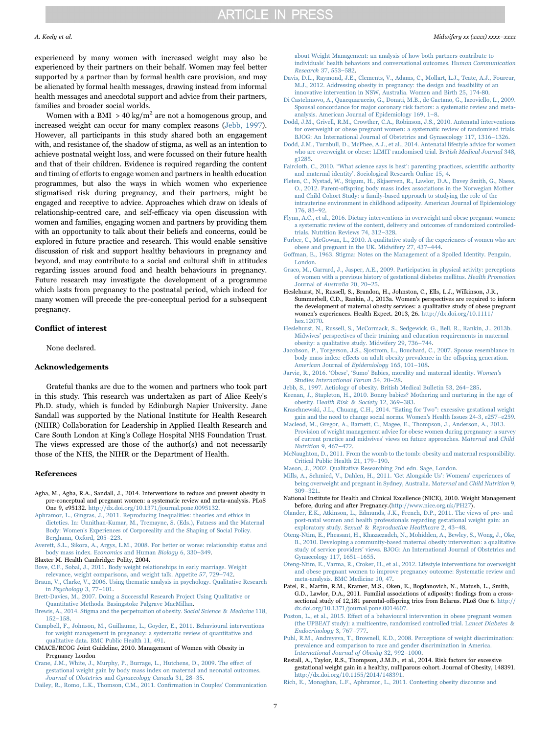experienced by many women with increased weight may also be experienced by their partners on their behalf. Women may feel better supported by a partner than by formal health care provision, and may be alienated by formal health messages, drawing instead from informal health messages and anecdotal support and advice from their partners, families and broader social worlds.

Women with a BMI $>40$ kg/m$^2$ are not a homogenous group, and increased weight can occur for many complex reasons (Jebb, 1997). However, all participants in this study shared both an engagement with, and resistance of, the shadow of stigma, as well as an intention to achieve postnatal weight loss, and were focussed on their future health and that of their children. Evidence is required regarding the content and timing of efforts to engage women and partners in health education programmes, but also the ways in which women who experience stigmatised risk during pregnancy, and their partners, might be engaged and receptive to advice. Approaches which draw on ideals of relationship-centred care, and self-efficacy via open discussion with women and families, engaging women and partners by providing them with an opportunity to talk about their beliefs and concerns, could be explored in future practice and research. This would enable sensitive discussion of risk and support healthy behaviours in pregnancy and beyond, and may contribute to a social and cultural shift in attitudes regarding issues around food and health behaviours in pregnancy. Future research may investigate the development of a programme which lasts from pregnancy to the postnatal period, which indeed for many women will precede the pre-conceptual period for a subsequent pregnancy.

## Conflict of interest

None declared.

## Acknowledgements

Grateful thanks are due to the women and partners who took part in this study. This research was undertaken as part of Alice Keely's Ph.D. study, which is funded by Edinburgh Napier University. Jane Sandall was supported by the National Institute for Health Research (NIHR) Collaboration for Leadership in Applied Health Research and Care South London at King's College Hospital NHS Foundation Trust. The views expressed are those of the author(s) and not necessarily those of the NHS, the NIHR or the Department of Health.

## References

Agha, M., Agha, R.A., Sandall, J., 2014. Interventions to reduce and prevent obesity in pre-conceptual and pregnant women: a systematic review and meta-analysis. PLoS One 9, e95132. http://dx.doi.org/10.1371/journal.pone.0095132.

Aphramor, L., Gingras, J., 2011. Reproducing Inequalities: theories and ethics in dietetics. In: Unnithan-Kumar, M., Tremayne, S. (Eds.), Fatness and the Maternal Body: Women's Experiences of Corporeality and the Shaping of Social Policy. Berghann, Oxford, 205–223.

Averett, S.L., Sikora, A., Argys, L.M., 2008. For better or worse: relationship status and body mass index. *Economics and Human Biology* 6, 330–349.

Blaxter M. Health Cambridge: Polity, 2004.

Bove, C.F., Sobal, J., 2011. Body weight relationships in early marriage. Weight relevance, weight comparisons, and weight talk. Appetite *57*, 729–742.

Braun, V., Clarke, V., 2006. Using thematic analysis in psychology. Qualitative Research in *Psychology* 3, 77–101.

Brett-Davies, M., 2007. Doing a Successful Research Project Using Qualitative or Quantitative Methods. Basingstoke Palgrave MacMillan.

Brewis, A., 2014. Stigma and the perpetuation of obesity. *Social Science & Medicine* 118, 152–158.

Campbell, F., Johnson, M., Guillaume, L., Goyder, E., 2011. Behavioural interventions for weight management in pregnancy: a systematic review of quantitative and qualitative data. BMC Public Health 11, 491.

CMACE/RCOG Joint Guideline, 2010. Management of Women with Obesity in Pregnancy London

Crane, J.M., White, J., Murphy, P., Burrage, L., Hutchens, D., 2009. The effect of gestational weight gain by body mass index on maternal and neonatal outcomes. *Journal of Obstetrics and Gynaecology Canada* 31, 28–35.

Dailey, R., Romo, L.K., Thomson, C.M., 2011. Confirmation in Couples' Communication about Weight Management: an analysis of how both partners contribute to individuals' health behaviors and conversational outcomes. *Human Communication Research* 37, 553–582.

Davis, D.L., Raymond, J.E., Clements, V., Adams, C., Mollart, L.J., Teate, A.J., Foureur, M.J., 2012. Addressing obesity in pregnancy: the design and feasibility of an innovative intervention in NSW, Australia. Women and Birth 25, 174-80.

Di Castelnuovo, A., Quacquaruccio, G., Donati, M.B., de Gaetano, G., Iacoviello, L., 2009. Spousal concordance for major coronary risk factors: a systematic review and meta-analysis. American Journal of Epidemiology 169, 1–8.

Dodd, J.M., Grivell, R.M., Crowther, C.A., Robinson, J.S., 2010. Antenatal interventions for overweight or obese pregnant women: a systematic review of randomised trials. BJOG: An International Journal of Obstetrics and Gynaecology 117, 1316–1326.

Dodd, J.M., Turnbull, D., McPhee, A.J., et al., 2014. Antenatal lifestyle advice for women who are overweight or obese: LIMIT randomised trial. *British Medical Journal* 348, g1285.

Faircloth, C., 2010. "What science says is best': parenting practices, scientific authority and maternal identity'. Sociological Research Online 15, 4.

Fleten, C., Nystad, W., Stigum, H., Skjaerven, R., Lawlor, D.A., Davey Smith, G., Naess, O., 2012. Parent-offspring body mass index associations in the Norwegian Mother and Child Cohort Study: a family-based approach to studying the role of the intrauterine environment in childhood adiposity. American Journal of Epidemiology 176, 83–92.

Flynn, A.C., et al., 2016. Dietary interventions in overweight and obese pregnant women: a systematic review of the content, delivery and outcomes of randomized controlled-trials. Nutrition Reviews 74, 312–328.

Furber, C., McGowan, L., 2010. A qualitative study of the experiences of women who are obese and pregnant in the UK. Midwifery 27, 437–444.

Goffman, E., 1963. Stigma: Notes on the Management of a Spoiled Identity. Penguin, London.

Graco, M., Garrard, J., Jasper, A.E., 2009. Participation in physical activity: perceptions of women with a previous history of gestational diabetes mellitus. *Health Promotion* Journal of *Australia* 20, 20–25.

Heslehurst, N., Russell, S., Brandon, H., Johnston, C., Ells, L.J., Wilkinson, J.R., Summerbell, C.D., Rankin, J., 2013a. Women's perspectives are required to inform the development of maternal obesity services: a qualitative study of obese pregnant women's experiences. Health Expect. 2013, 26. http://dx.doi.org/10.1111/hex.12070.

Heslehurst, N., Russell, S., McCormack, S., Sedgewick, G., Bell, R., Rankin, J., 2013b. Midwives' perspectives of their training and education requirements in maternal obesity: a qualitative study. Midwifery 29, 736–744.

Jacobson, P., Torgerson, J.S., Sjostrom, L., Bouchard, C., 2007. Spouse resemblance in body mass index: effects on adult obesity prevalence in the offspring generation. *American* Journal of *Epidemiology* 165, 101–108.

Jarvie, R., 2016. 'Obese', 'Sumo' Babies, morality and maternal identity. W*omen's* Studies *International Forum* 54, 20–28.

Jebb, S., 1997. Aetiology of obesity. British Medical Bulletin 53, 264–285.

Keenan, J., Stapleton, H., 2010. Bonny babies? Mothering and nurturing in the age of obesity. *Health Risk & Society* 12, 369–383.

Kraschnewski, J.L., Chuang, C.H., 2014. "Eating for Two": excessive gestational weight gain and the need to change social norms. Women's Health Issues 24-3, e257–e259.

Macleod, M., Gregor, A., Barnett, C., Magee, E., Thompson, J., Anderson, A., 2013. Provision of weight management advice for obese women during pregnancy: a survey of current practice and midwives' views on future approaches. *Maternal* and *Child Nutrition* 9, 467–472.

McNaughton, D., 2011. From the womb to the tomb: obesity and maternal responsibility. Critical Public Health 21, 179–190.

Mason, J., 2002. Qualitative Researching 2nd edn. Sage, London.

Mills, A., Schmied, V., Dahlen, H., 2011. 'Get Alongside Us': Womens' experiences of being overweight and pregnant in Sydney, Australia. *Maternal* and *Child Nutrition* 9, 309–321.

National Institute for Health and Clinical Excellence (NICE), 2010. Weight Management before, during and after Pregnancy.(http://www.nice.org.uk/PH27).

Olander, E.K., Atkinson, L., Edmunds, J.K., French, D.P., 2011. The views of pre- and post-natal women and health professionals regarding gestational weight gain: an exploratory study. *Sexual & Reproductive Healthcare* 2, 43–48.

Oteng-Ntim, E., Pheasant, H., Khazaezadeh, N., Mohidden, A., Bewley, S., Wong, J., Oke, B., 2010. Developing a community-based maternal obesity intervention: a qualitative study of service providers' views. BJOG: An International Journal of Obstetrics and Gynaecology 117, 1651–1655.

Oteng-Ntim, E., Varma, R., Croker, H., et al., 2012. Lifestyle interventions for overweight and obese pregnant women to improve pregnancy outcome: Systematic review and meta-analysis. BMC Medicine 10, 47.

Patel, R., Martin, R.M., Kramer, M.S., Oken, E., Bogdanovich, N., Matush, L., Smith, G.D., Lawlor, D.A., 2011. Familial associations of adiposity: findings from a cross-sectional study of 12,181 parental-offspring trios from Belarus. PLoS One 6. http://dx.doi.org/10.1371/journal.pone.0014607.

Poston, L., et al., 2015. Effect of a behavioural intervention in obese pregnant women (the UPBEAT study): a multicentre, randomised controlled trial. *Lancet Diabetes & Endocrinology* 3, 767–777.

Puhl, R.M., Andreyeva, T., Brownell, K.D., 2008. Perceptions of weight discrimination: prevalence and comparison to race and gender discrimination in America. *International Journal of Obesity* 32, 992–1000.

Restall, A., Taylor, R.S., Thompson, J.M.D., et al., 2014. Risk factors for excessive gestational weight gain in a healthy, nulliparous cohort. Journal of Obesity, 148391. http://dx.doi.org/10.1155/2014/148391.

Rich, E., Monaghan, L.F., Aphramor, L., 2011. Contesting obesity discourse and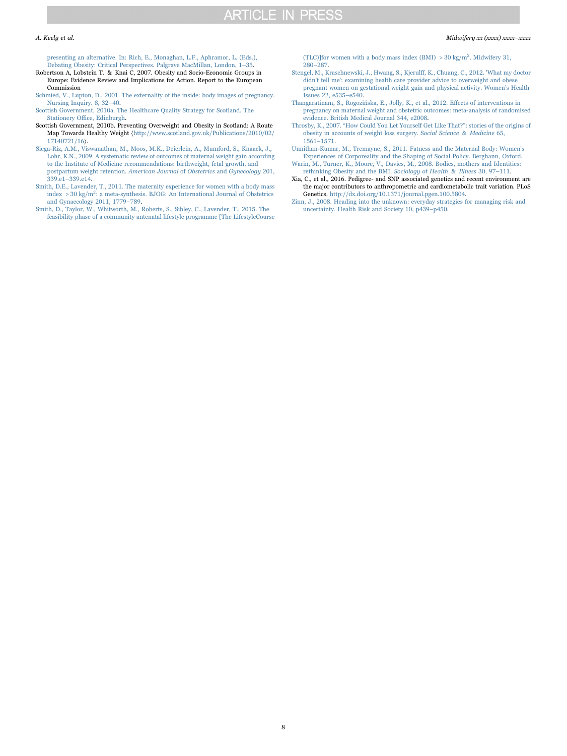presenting an alternative. In: Rich, E., Monaghan, L.F., Aphramor, L. (Eds.), Debating Obesity: Critical Perspectives. Palgrave MacMillan, London, 1–35.

Robertson A, Lobstein T. & Knai C, 2007. Obesity and Socio-Economic Groups in Europe: Evidence Review and Implications for Action. Report to the European Commission

Schmied, V., Lupton, D., 2001. The externality of the inside: body images of pregnancy. Nursing Inquiry. 8, 32–40.

Scottish Government, 2010a. The Healthcare Quality Strategy for Scotland. The Stationery Office, Edinburgh.

Scottish Government, 2010b. Preventing Overweight and Obesity in Scotland: A Route Map Towards Healthy Weight ⟨http://www.scotland.gov.uk/Publications/2010/02/17140721/16⟩.

Siega-Riz, A.M., Viswanathan, M., Moos, M.K., Deierlein, A., Mumford, S., Knaack, J., Lohr, K.N., 2009. A systematic review of outcomes of maternal weight gain according to the Institute of Medicine recommendations: birthweight, fetal growth, and postpartum weight retention. *American Journal of Obstetrics and Gynecology* 201, 339.e1–339.e14.

Smith, D.E., Lavender, T., 2011. The maternity experience for women with a body mass index $> 30$ kg/m$^2$: a meta-synthesis. BJOG: An International Journal of Obstetrics and Gynaecology 2011, 1779–789.

Smith, D., Taylor, W., Whitworth, M., Roberts, S., Sibley, C., Lavender, T., 2015. The feasibility phase of a community antenatal lifestyle programme [The LifestyleCourse (TLC)]for women with a body mass index (BMI) $> 30$ kg/m$^2$. Midwifery 31, 280–287.

Stengel, M., Kraschnewski, J., Hwang, S., Kjerulff, K., Chuang, C., 2012. 'What my doctor didn't tell me': examining health care provider advice to overweight and obese pregnant women on gestational weight gain and physical activity. Women's Health Issues 22, e535–e540.

Thangaratinam, S., Rogozińska, E., Jolly, K., et al., 2012. Effects of interventions in pregnancy on maternal weight and obstetric outcomes: meta-analysis of randomised evidence. British Medical Journal 344, e2008.

Throsby, K., 2007. "How Could You Let Yourself Get Like That?": stories of the origins of obesity in accounts of weight loss surgery. *Social Science & Medicine* 65, 1561–1571.

Unnithan-Kumar, M., Tremayne, S., 2011. Fatness and the Maternal Body: Women's Experiences of Corporeality and the Shaping of Social Policy. Berghann, Oxford.

Warin, M., Turner, K., Moore, V., Davies, M., 2008. Bodies, mothers and Identities: rethinking Obesity and the BMI. *Sociology of Health & Illness* 30, 97–111.

Xia, C., et al., 2016. Pedigree- and SNP associated genetics and recent environment are the major contributors to anthropometric and cardiometabolic trait variation. PLoS Genetics. http://dx.doi.org/10.1371/journal.pgen.100.5804.

Zinn, J., 2008. Heading into the unknown: everyday strategies for managing risk and uncertainty. Health Risk and Society 10, p439–p450.